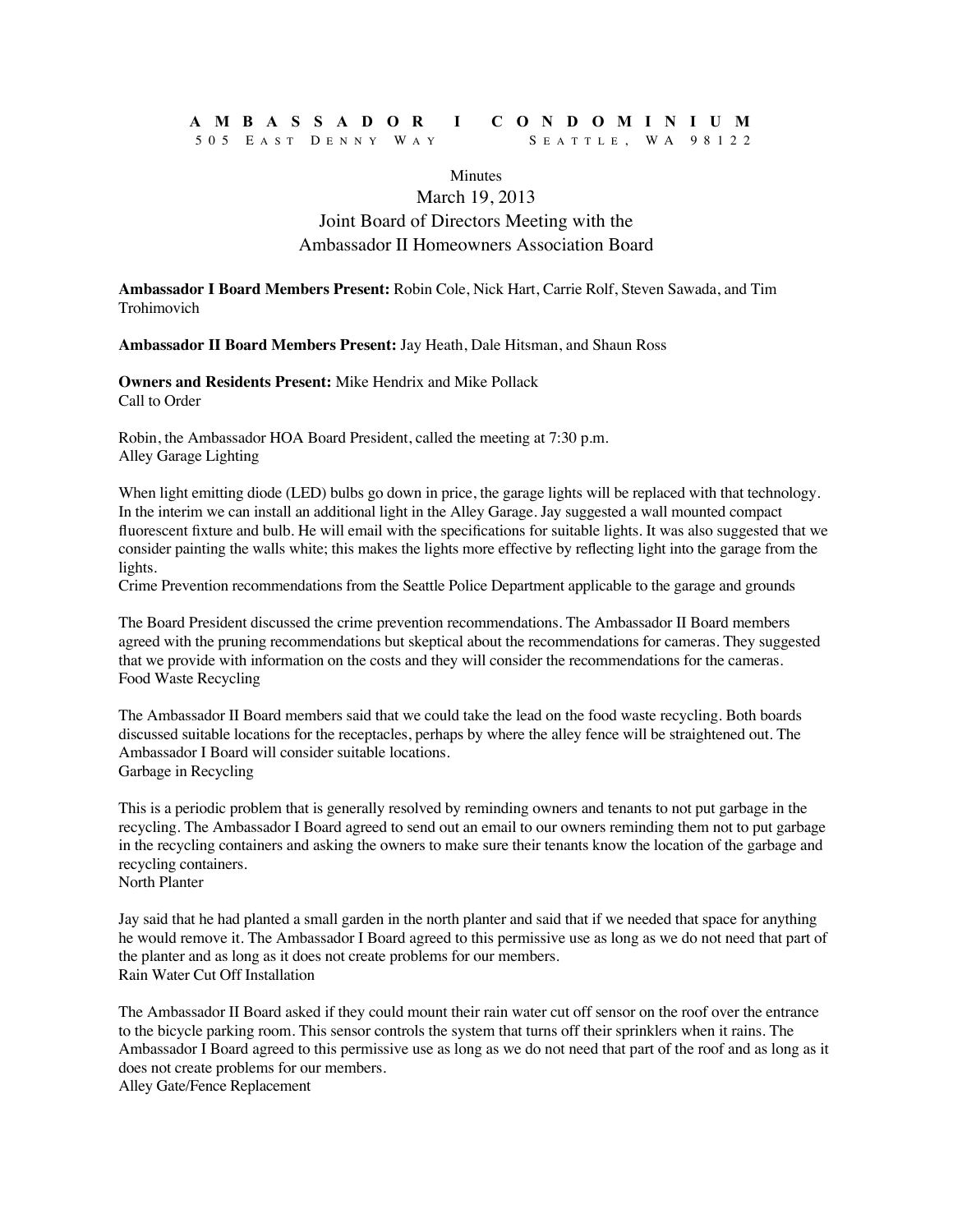# AMBASSADOR I CONDOMINIUM

505 East Denny Way Seattle, WA 98122

Minutes

## March 19, 2013
## Joint Board of Directors Meeting with the Ambassador II Homeowners Association Board

**Ambassador I Board Members Present:** Robin Cole, Nick Hart, Carrie Rolf, Steven Sawada, and Tim Trohimovich

**Ambassador II Board Members Present:** Jay Heath, Dale Hitsman, and Shaun Ross

**Owners and Residents Present:** Mike Hendrix and Mike Pollack

### Call to Order

Robin, the Ambassador HOA Board President, called the meeting at 7:30 p.m.

### Alley Garage Lighting

When light emitting diode (LED) bulbs go down in price, the garage lights will be replaced with that technology. In the interim we can install an additional light in the Alley Garage. Jay suggested a wall mounted compact fluorescent fixture and bulb. He will email with the specifications for suitable lights. It was also suggested that we consider painting the walls white; this makes the lights more effective by reflecting light into the garage from the lights.

### Crime Prevention recommendations from the Seattle Police Department applicable to the garage and grounds

The Board President discussed the crime prevention recommendations. The Ambassador II Board members agreed with the pruning recommendations but skeptical about the recommendations for cameras. They suggested that we provide with information on the costs and they will consider the recommendations for the cameras.

### Food Waste Recycling

The Ambassador II Board members said that we could take the lead on the food waste recycling. Both boards discussed suitable locations for the receptacles, perhaps by where the alley fence will be straightened out. The Ambassador I Board will consider suitable locations.

### Garbage in Recycling

This is a periodic problem that is generally resolved by reminding owners and tenants to not put garbage in the recycling. The Ambassador I Board agreed to send out an email to our owners reminding them not to put garbage in the recycling containers and asking the owners to make sure their tenants know the location of the garbage and recycling containers.

### North Planter

Jay said that he had planted a small garden in the north planter and said that if we needed that space for anything he would remove it. The Ambassador I Board agreed to this permissive use as long as we do not need that part of the planter and as long as it does not create problems for our members.

### Rain Water Cut Off Installation

The Ambassador II Board asked if they could mount their rain water cut off sensor on the roof over the entrance to the bicycle parking room. This sensor controls the system that turns off their sprinklers when it rains. The Ambassador I Board agreed to this permissive use as long as we do not need that part of the roof and as long as it does not create problems for our members.

### Alley Gate/Fence Replacement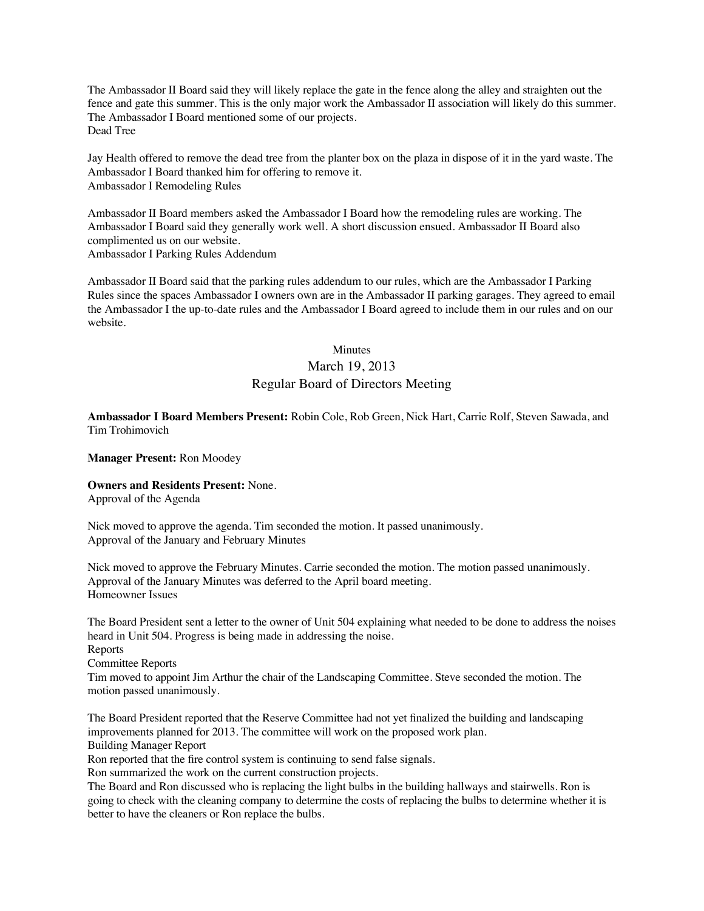The Ambassador II Board said they will likely replace the gate in the fence along the alley and straighten out the fence and gate this summer. This is the only major work the Ambassador II association will likely do this summer. The Ambassador I Board mentioned some of our projects.

### Dead Tree

Jay Health offered to remove the dead tree from the planter box on the plaza in dispose of it in the yard waste. The Ambassador I Board thanked him for offering to remove it.

### Ambassador I Remodeling Rules

Ambassador II Board members asked the Ambassador I Board how the remodeling rules are working. The Ambassador I Board said they generally work well. A short discussion ensued. Ambassador II Board also complimented us on our website.

### Ambassador I Parking Rules Addendum

Ambassador II Board said that the parking rules addendum to our rules, which are the Ambassador I Parking Rules since the spaces Ambassador I owners own are in the Ambassador II parking garages. They agreed to email the Ambassador I the up-to-date rules and the Ambassador I Board agreed to include them in our rules and on our website.

# Minutes

## March 19, 2013

## Regular Board of Directors Meeting

**Ambassador I Board Members Present:** Robin Cole, Rob Green, Nick Hart, Carrie Rolf, Steven Sawada, and Tim Trohimovich

**Manager Present:** Ron Moodey

**Owners and Residents Present:** None.

### Approval of the Agenda

Nick moved to approve the agenda. Tim seconded the motion. It passed unanimously.

### Approval of the January and February Minutes

Nick moved to approve the February Minutes. Carrie seconded the motion. The motion passed unanimously. Approval of the January Minutes was deferred to the April board meeting.

### Homeowner Issues

The Board President sent a letter to the owner of Unit 504 explaining what needed to be done to address the noises heard in Unit 504. Progress is being made in addressing the noise.

### Reports

#### Committee Reports

Tim moved to appoint Jim Arthur the chair of the Landscaping Committee. Steve seconded the motion. The motion passed unanimously.

The Board President reported that the Reserve Committee had not yet finalized the building and landscaping improvements planned for 2013. The committee will work on the proposed work plan.

#### Building Manager Report

Ron reported that the fire control system is continuing to send false signals.

Ron summarized the work on the current construction projects.

The Board and Ron discussed who is replacing the light bulbs in the building hallways and stairwells. Ron is going to check with the cleaning company to determine the costs of replacing the bulbs to determine whether it is better to have the cleaners or Ron replace the bulbs.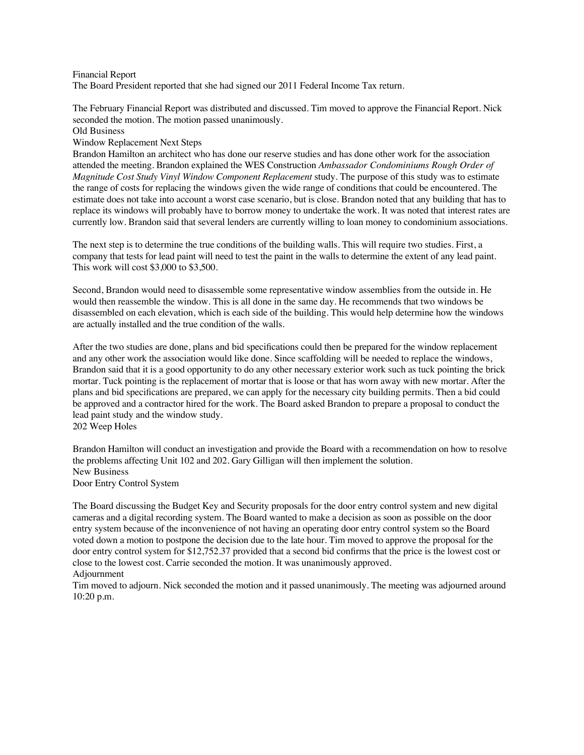## Financial Report

The Board President reported that she had signed our 2011 Federal Income Tax return.

The February Financial Report was distributed and discussed. Tim moved to approve the Financial Report. Nick seconded the motion. The motion passed unanimously.

## Old Business

### Window Replacement Next Steps

Brandon Hamilton an architect who has done our reserve studies and has done other work for the association attended the meeting. Brandon explained the WES Construction *Ambassador Condominiums Rough Order of Magnitude Cost Study Vinyl Window Component Replacement* study. The purpose of this study was to estimate the range of costs for replacing the windows given the wide range of conditions that could be encountered. The estimate does not take into account a worst case scenario, but is close. Brandon noted that any building that has to replace its windows will probably have to borrow money to undertake the work. It was noted that interest rates are currently low. Brandon said that several lenders are currently willing to loan money to condominium associations.

The next step is to determine the true conditions of the building walls. This will require two studies. First, a company that tests for lead paint will need to test the paint in the walls to determine the extent of any lead paint. This work will cost $3,000 to $3,500.

Second, Brandon would need to disassemble some representative window assemblies from the outside in. He would then reassemble the window. This is all done in the same day. He recommends that two windows be disassembled on each elevation, which is each side of the building. This would help determine how the windows are actually installed and the true condition of the walls.

After the two studies are done, plans and bid specifications could then be prepared for the window replacement and any other work the association would like done. Since scaffolding will be needed to replace the windows, Brandon said that it is a good opportunity to do any other necessary exterior work such as tuck pointing the brick mortar. Tuck pointing is the replacement of mortar that is loose or that has worn away with new mortar. After the plans and bid specifications are prepared, we can apply for the necessary city building permits. Then a bid could be approved and a contractor hired for the work. The Board asked Brandon to prepare a proposal to conduct the lead paint study and the window study.

### 202 Weep Holes

Brandon Hamilton will conduct an investigation and provide the Board with a recommendation on how to resolve the problems affecting Unit 102 and 202. Gary Gilligan will then implement the solution.

## New Business

### Door Entry Control System

The Board discussing the Budget Key and Security proposals for the door entry control system and new digital cameras and a digital recording system. The Board wanted to make a decision as soon as possible on the door entry system because of the inconvenience of not having an operating door entry control system so the Board voted down a motion to postpone the decision due to the late hour. Tim moved to approve the proposal for the door entry control system for $12,752.37 provided that a second bid confirms that the price is the lowest cost or close to the lowest cost. Carrie seconded the motion. It was unanimously approved.

## Adjournment

Tim moved to adjourn. Nick seconded the motion and it passed unanimously. The meeting was adjourned around 10:20 p.m.